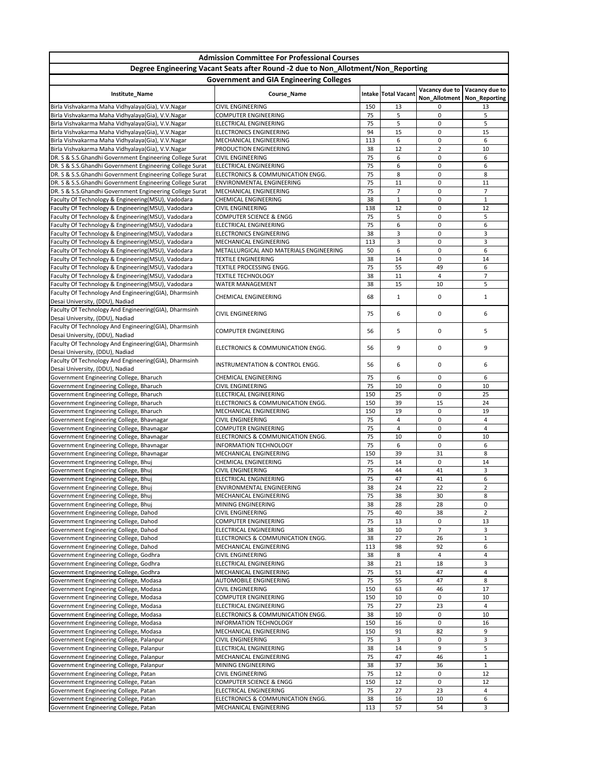# Admission Committee For Professional Courses

## Degree Engineering Vacant Seats after Round -2 due to Non_Allotment/Non_Reporting

### Government and GIA Engineering Colleges

| Institute_Name | Course_Name | Intake | Total Vacant | Vacancy due to Non_Allotment | Vacancy due to Non_Reporting |
|---|---|---|---|---|---|
| Birla Vishvakarma Maha Vidhyalaya(Gia), V.V.Nagar | CIVIL ENGINEERING | 150 | 13 | 0 | 13 |
| Birla Vishvakarma Maha Vidhyalaya(Gia), V.V.Nagar | COMPUTER ENGINEERING | 75 | 5 | 0 | 5 |
| Birla Vishvakarma Maha Vidhyalaya(Gia), V.V.Nagar | ELECTRICAL ENGINEERING | 75 | 5 | 0 | 5 |
| Birla Vishvakarma Maha Vidhyalaya(Gia), V.V.Nagar | ELECTRONICS ENGINEERING | 94 | 15 | 0 | 15 |
| Birla Vishvakarma Maha Vidhyalaya(Gia), V.V.Nagar | MECHANICAL ENGINEERING | 113 | 6 | 0 | 6 |
| Birla Vishvakarma Maha Vidhyalaya(Gia), V.V.Nagar | PRODUCTION ENGINEERING | 38 | 12 | 2 | 10 |
| DR. S & S.S.Ghandhi Government Engineering College Surat | CIVIL ENGINEERING | 75 | 6 | 0 | 6 |
| DR. S & S.S.Ghandhi Government Engineering College Surat | ELECTRICAL ENGINEERING | 75 | 6 | 0 | 6 |
| DR. S & S.S.Ghandhi Government Engineering College Surat | ELECTRONICS & COMMUNICATION ENGG. | 75 | 8 | 0 | 8 |
| DR. S & S.S.Ghandhi Government Engineering College Surat | ENVIRONMENTAL ENGINEERING | 75 | 11 | 0 | 11 |
| DR. S & S.S.Ghandhi Government Engineering College Surat | MECHANICAL ENGINEERING | 75 | 7 | 0 | 7 |
| Faculty Of Technology & Engineering(MSU), Vadodara | CHEMICAL ENGINEERING | 38 | 1 | 0 | 1 |
| Faculty Of Technology & Engineering(MSU), Vadodara | CIVIL ENGINEERING | 138 | 12 | 0 | 12 |
| Faculty Of Technology & Engineering(MSU), Vadodara | COMPUTER SCIENCE & ENGG | 75 | 5 | 0 | 5 |
| Faculty Of Technology & Engineering(MSU), Vadodara | ELECTRICAL ENGINEERING | 75 | 6 | 0 | 6 |
| Faculty Of Technology & Engineering(MSU), Vadodara | ELECTRONICS ENGINEERING | 38 | 3 | 0 | 3 |
| Faculty Of Technology & Engineering(MSU), Vadodara | MECHANICAL ENGINEERING | 113 | 3 | 0 | 3 |
| Faculty Of Technology & Engineering(MSU), Vadodara | METALLURGICAL AND MATERIALS ENGINEERING | 50 | 6 | 0 | 6 |
| Faculty Of Technology & Engineering(MSU), Vadodara | TEXTILE ENGINEERING | 38 | 14 | 0 | 14 |
| Faculty Of Technology & Engineering(MSU), Vadodara | TEXTILE PROCESSING ENGG. | 75 | 55 | 49 | 6 |
| Faculty Of Technology & Engineering(MSU), Vadodara | TEXTILE TECHNOLOGY | 38 | 11 | 4 | 7 |
| Faculty Of Technology & Engineering(MSU), Vadodara | WATER MANAGEMENT | 38 | 15 | 10 | 5 |
| Faculty Of Technology And Engineering(GIA), Dharmsinh Desai University, (DDU), Nadiad | CHEMICAL ENGINEERING | 68 | 1 | 0 | 1 |
| Faculty Of Technology And Engineering(GIA), Dharmsinh Desai University, (DDU), Nadiad | CIVIL ENGINEERING | 75 | 6 | 0 | 6 |
| Faculty Of Technology And Engineering(GIA), Dharmsinh Desai University, (DDU), Nadiad | COMPUTER ENGINEERING | 56 | 5 | 0 | 5 |
| Faculty Of Technology And Engineering(GIA), Dharmsinh Desai University, (DDU), Nadiad | ELECTRONICS & COMMUNICATION ENGG. | 56 | 9 | 0 | 9 |
| Faculty Of Technology And Engineering(GIA), Dharmsinh Desai University, (DDU), Nadiad | INSTRUMENTATION & CONTROL ENGG. | 56 | 6 | 0 | 6 |
| Government Engineering College, Bharuch | CHEMICAL ENGINEERING | 75 | 6 | 0 | 6 |
| Government Engineering College, Bharuch | CIVIL ENGINEERING | 75 | 10 | 0 | 10 |
| Government Engineering College, Bharuch | ELECTRICAL ENGINEERING | 150 | 25 | 0 | 25 |
| Government Engineering College, Bharuch | ELECTRONICS & COMMUNICATION ENGG. | 150 | 39 | 15 | 24 |
| Government Engineering College, Bharuch | MECHANICAL ENGINEERING | 150 | 19 | 0 | 19 |
| Government Engineering College, Bhavnagar | CIVIL ENGINEERING | 75 | 4 | 0 | 4 |
| Government Engineering College, Bhavnagar | COMPUTER ENGINEERING | 75 | 4 | 0 | 4 |
| Government Engineering College, Bhavnagar | ELECTRONICS & COMMUNICATION ENGG. | 75 | 10 | 0 | 10 |
| Government Engineering College, Bhavnagar | INFORMATION TECHNOLOGY | 75 | 6 | 0 | 6 |
| Government Engineering College, Bhavnagar | MECHANICAL ENGINEERING | 150 | 39 | 31 | 8 |
| Government Engineering College, Bhuj | CHEMICAL ENGINEERING | 75 | 14 | 0 | 14 |
| Government Engineering College, Bhuj | CIVIL ENGINEERING | 75 | 44 | 41 | 3 |
| Government Engineering College, Bhuj | ELECTRICAL ENGINEERING | 75 | 47 | 41 | 6 |
| Government Engineering College, Bhuj | ENVIRONMENTAL ENGINEERING | 38 | 24 | 22 | 2 |
| Government Engineering College, Bhuj | MECHANICAL ENGINEERING | 75 | 38 | 30 | 8 |
| Government Engineering College, Bhuj | MINING ENGINEERING | 38 | 28 | 28 | 0 |
| Government Engineering College, Dahod | CIVIL ENGINEERING | 75 | 40 | 38 | 2 |
| Government Engineering College, Dahod | COMPUTER ENGINEERING | 75 | 13 | 0 | 13 |
| Government Engineering College, Dahod | ELECTRICAL ENGINEERING | 38 | 10 | 7 | 3 |
| Government Engineering College, Dahod | ELECTRONICS & COMMUNICATION ENGG. | 38 | 27 | 26 | 1 |
| Government Engineering College, Dahod | MECHANICAL ENGINEERING | 113 | 98 | 92 | 6 |
| Government Engineering College, Godhra | CIVIL ENGINEERING | 38 | 8 | 4 | 4 |
| Government Engineering College, Godhra | ELECTRICAL ENGINEERING | 38 | 21 | 18 | 3 |
| Government Engineering College, Godhra | MECHANICAL ENGINEERING | 75 | 51 | 47 | 4 |
| Government Engineering College, Modasa | AUTOMOBILE ENGINEERING | 75 | 55 | 47 | 8 |
| Government Engineering College, Modasa | CIVIL ENGINEERING | 150 | 63 | 46 | 17 |
| Government Engineering College, Modasa | COMPUTER ENGINEERING | 150 | 10 | 0 | 10 |
| Government Engineering College, Modasa | ELECTRICAL ENGINEERING | 75 | 27 | 23 | 4 |
| Government Engineering College, Modasa | ELECTRONICS & COMMUNICATION ENGG. | 38 | 10 | 0 | 10 |
| Government Engineering College, Modasa | INFORMATION TECHNOLOGY | 150 | 16 | 0 | 16 |
| Government Engineering College, Modasa | MECHANICAL ENGINEERING | 150 | 91 | 82 | 9 |
| Government Engineering College, Palanpur | CIVIL ENGINEERING | 75 | 3 | 0 | 3 |
| Government Engineering College, Palanpur | ELECTRICAL ENGINEERING | 38 | 14 | 9 | 5 |
| Government Engineering College, Palanpur | MECHANICAL ENGINEERING | 75 | 47 | 46 | 1 |
| Government Engineering College, Palanpur | MINING ENGINEERING | 38 | 37 | 36 | 1 |
| Government Engineering College, Patan | CIVIL ENGINEERING | 75 | 12 | 0 | 12 |
| Government Engineering College, Patan | COMPUTER SCIENCE & ENGG | 150 | 12 | 0 | 12 |
| Government Engineering College, Patan | ELECTRICAL ENGINEERING | 75 | 27 | 23 | 4 |
| Government Engineering College, Patan | ELECTRONICS & COMMUNICATION ENGG. | 38 | 16 | 10 | 6 |
| Government Engineering College, Patan | MECHANICAL ENGINEERING | 113 | 57 | 54 | 3 |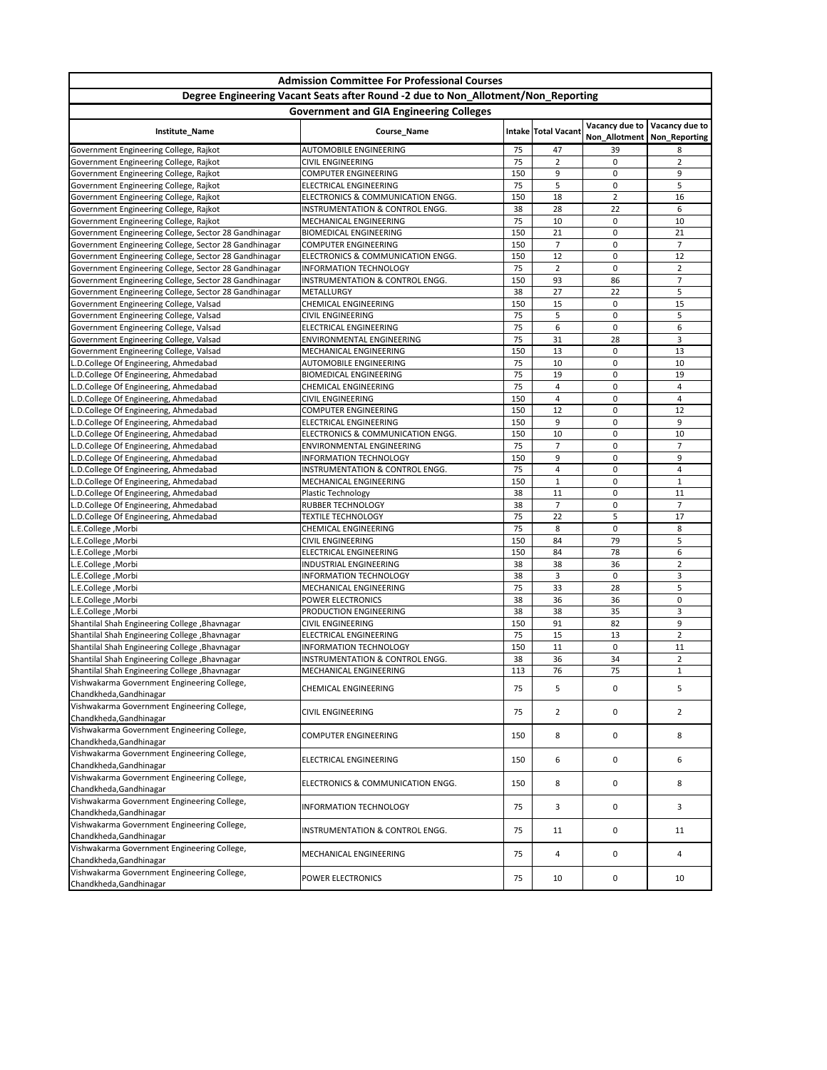# Admission Committee For Professional Courses

## Degree Engineering Vacant Seats after Round -2 due to Non_Allotment/Non_Reporting

### Government and GIA Engineering Colleges

| Institute_Name | Course_Name | Intake | Total Vacant | Vacancy due to Non_Allotment | Vacancy due to Non_Reporting |
|---|---|---|---|---|---|
| Government Engineering College, Rajkot | AUTOMOBILE ENGINEERING | 75 | 47 | 39 | 8 |
| Government Engineering College, Rajkot | CIVIL ENGINEERING | 75 | 2 | 0 | 2 |
| Government Engineering College, Rajkot | COMPUTER ENGINEERING | 150 | 9 | 0 | 9 |
| Government Engineering College, Rajkot | ELECTRICAL ENGINEERING | 75 | 5 | 0 | 5 |
| Government Engineering College, Rajkot | ELECTRONICS & COMMUNICATION ENGG. | 150 | 18 | 2 | 16 |
| Government Engineering College, Rajkot | INSTRUMENTATION & CONTROL ENGG. | 38 | 28 | 22 | 6 |
| Government Engineering College, Rajkot | MECHANICAL ENGINEERING | 75 | 10 | 0 | 10 |
| Government Engineering College, Sector 28 Gandhinagar | BIOMEDICAL ENGINEERING | 150 | 21 | 0 | 21 |
| Government Engineering College, Sector 28 Gandhinagar | COMPUTER ENGINEERING | 150 | 7 | 0 | 7 |
| Government Engineering College, Sector 28 Gandhinagar | ELECTRONICS & COMMUNICATION ENGG. | 150 | 12 | 0 | 12 |
| Government Engineering College, Sector 28 Gandhinagar | INFORMATION TECHNOLOGY | 75 | 2 | 0 | 2 |
| Government Engineering College, Sector 28 Gandhinagar | INSTRUMENTATION & CONTROL ENGG. | 150 | 93 | 86 | 7 |
| Government Engineering College, Sector 28 Gandhinagar | METALLURGY | 38 | 27 | 22 | 5 |
| Government Engineering College, Valsad | CHEMICAL ENGINEERING | 150 | 15 | 0 | 15 |
| Government Engineering College, Valsad | CIVIL ENGINEERING | 75 | 5 | 0 | 5 |
| Government Engineering College, Valsad | ELECTRICAL ENGINEERING | 75 | 6 | 0 | 6 |
| Government Engineering College, Valsad | ENVIRONMENTAL ENGINEERING | 75 | 31 | 28 | 3 |
| Government Engineering College, Valsad | MECHANICAL ENGINEERING | 150 | 13 | 0 | 13 |
| L.D.College Of Engineering, Ahmedabad | AUTOMOBILE ENGINEERING | 75 | 10 | 0 | 10 |
| L.D.College Of Engineering, Ahmedabad | BIOMEDICAL ENGINEERING | 75 | 19 | 0 | 19 |
| L.D.College Of Engineering, Ahmedabad | CHEMICAL ENGINEERING | 75 | 4 | 0 | 4 |
| L.D.College Of Engineering, Ahmedabad | CIVIL ENGINEERING | 150 | 4 | 0 | 4 |
| L.D.College Of Engineering, Ahmedabad | COMPUTER ENGINEERING | 150 | 12 | 0 | 12 |
| L.D.College Of Engineering, Ahmedabad | ELECTRICAL ENGINEERING | 150 | 9 | 0 | 9 |
| L.D.College Of Engineering, Ahmedabad | ELECTRONICS & COMMUNICATION ENGG. | 150 | 10 | 0 | 10 |
| L.D.College Of Engineering, Ahmedabad | ENVIRONMENTAL ENGINEERING | 75 | 7 | 0 | 7 |
| L.D.College Of Engineering, Ahmedabad | INFORMATION TECHNOLOGY | 150 | 9 | 0 | 9 |
| L.D.College Of Engineering, Ahmedabad | INSTRUMENTATION & CONTROL ENGG. | 75 | 4 | 0 | 4 |
| L.D.College Of Engineering, Ahmedabad | MECHANICAL ENGINEERING | 150 | 1 | 0 | 1 |
| L.D.College Of Engineering, Ahmedabad | Plastic Technology | 38 | 11 | 0 | 11 |
| L.D.College Of Engineering, Ahmedabad | RUBBER TECHNOLOGY | 38 | 7 | 0 | 7 |
| L.D.College Of Engineering, Ahmedabad | TEXTILE TECHNOLOGY | 75 | 22 | 5 | 17 |
| L.E.College ,Morbi | CHEMICAL ENGINEERING | 75 | 8 | 0 | 8 |
| L.E.College ,Morbi | CIVIL ENGINEERING | 150 | 84 | 79 | 5 |
| L.E.College ,Morbi | ELECTRICAL ENGINEERING | 150 | 84 | 78 | 6 |
| L.E.College ,Morbi | INDUSTRIAL ENGINEERING | 38 | 38 | 36 | 2 |
| L.E.College ,Morbi | INFORMATION TECHNOLOGY | 38 | 3 | 0 | 3 |
| L.E.College ,Morbi | MECHANICAL ENGINEERING | 75 | 33 | 28 | 5 |
| L.E.College ,Morbi | POWER ELECTRONICS | 38 | 36 | 36 | 0 |
| L.E.College ,Morbi | PRODUCTION ENGINEERING | 38 | 38 | 35 | 3 |
| Shantilal Shah Engineering College ,Bhavnagar | CIVIL ENGINEERING | 150 | 91 | 82 | 9 |
| Shantilal Shah Engineering College ,Bhavnagar | ELECTRICAL ENGINEERING | 75 | 15 | 13 | 2 |
| Shantilal Shah Engineering College ,Bhavnagar | INFORMATION TECHNOLOGY | 150 | 11 | 0 | 11 |
| Shantilal Shah Engineering College ,Bhavnagar | INSTRUMENTATION & CONTROL ENGG. | 38 | 36 | 34 | 2 |
| Shantilal Shah Engineering College ,Bhavnagar | MECHANICAL ENGINEERING | 113 | 76 | 75 | 1 |
| Vishwakarma Government Engineering College, Chandkheda,Gandhinagar | CHEMICAL ENGINEERING | 75 | 5 | 0 | 5 |
| Vishwakarma Government Engineering College, Chandkheda,Gandhinagar | CIVIL ENGINEERING | 75 | 2 | 0 | 2 |
| Vishwakarma Government Engineering College, Chandkheda,Gandhinagar | COMPUTER ENGINEERING | 150 | 8 | 0 | 8 |
| Vishwakarma Government Engineering College, Chandkheda,Gandhinagar | ELECTRICAL ENGINEERING | 150 | 6 | 0 | 6 |
| Vishwakarma Government Engineering College, Chandkheda,Gandhinagar | ELECTRONICS & COMMUNICATION ENGG. | 150 | 8 | 0 | 8 |
| Vishwakarma Government Engineering College, Chandkheda,Gandhinagar | INFORMATION TECHNOLOGY | 75 | 3 | 0 | 3 |
| Vishwakarma Government Engineering College, Chandkheda,Gandhinagar | INSTRUMENTATION & CONTROL ENGG. | 75 | 11 | 0 | 11 |
| Vishwakarma Government Engineering College, Chandkheda,Gandhinagar | MECHANICAL ENGINEERING | 75 | 4 | 0 | 4 |
| Vishwakarma Government Engineering College, Chandkheda,Gandhinagar | POWER ELECTRONICS | 75 | 10 | 0 | 10 |